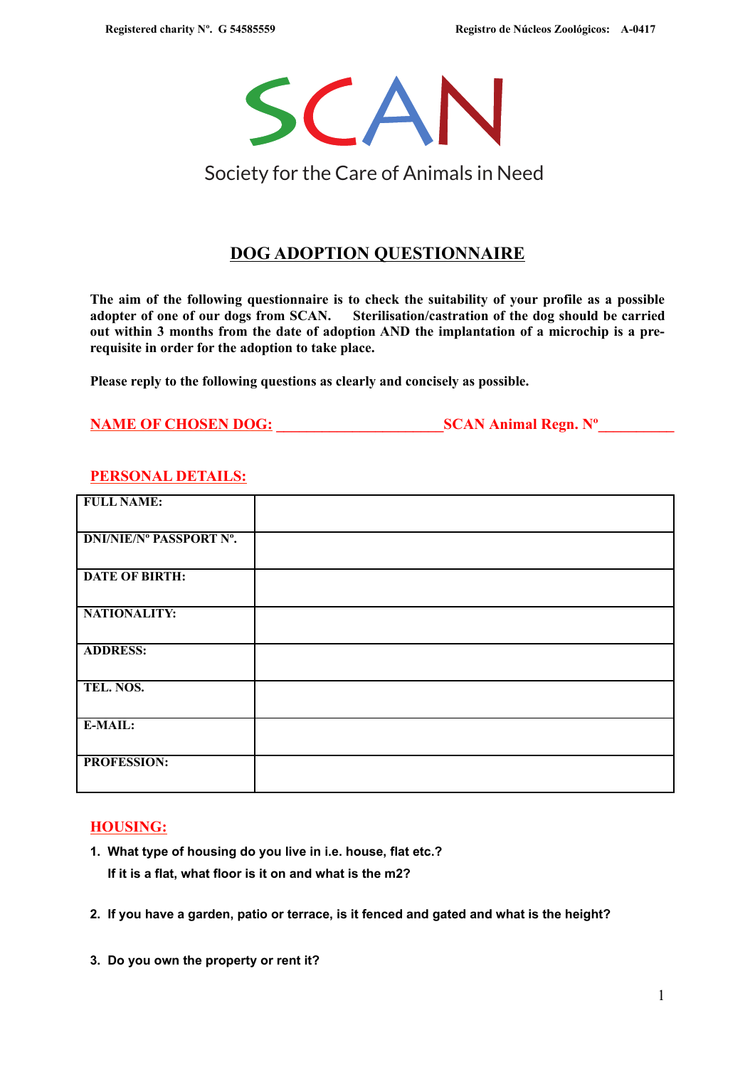Registered charity Nº. G 54585559 Registro de Núcleos Zoológicos: A-0417

# SCAN

Society for the Care of Animals in Need

## DOG ADOPTION QUESTIONNAIRE

**The aim of the following questionnaire is to check the suitability of your profile as a possible adopter of one of our dogs from SCAN. Sterilisation/castration of the dog should be carried out within 3 months from the date of adoption AND the implantation of a microchip is a pre-requisite in order for the adoption to take place.**

**Please reply to the following questions as clearly and concisely as possible.**

**NAME OF CHOSEN DOG: ______________________ SCAN Animal Regn. Nº__________**

### PERSONAL DETAILS:

| | |
|---|---|
| **FULL NAME:** | |
| **DNI/NIE/Nº PASSPORT Nº.** | |
| **DATE OF BIRTH:** | |
| **NATIONALITY:** | |
| **ADDRESS:** | |
| **TEL. NOS.** | |
| **E-MAIL:** | |
| **PROFESSION:** | |

### HOUSING:

1. **What type of housing do you live in i.e. house, flat etc.?**
   **If it is a flat, what floor is it on and what is the m2?**

2. **If you have a garden, patio or terrace, is it fenced and gated and what is the height?**

3. **Do you own the property or rent it?**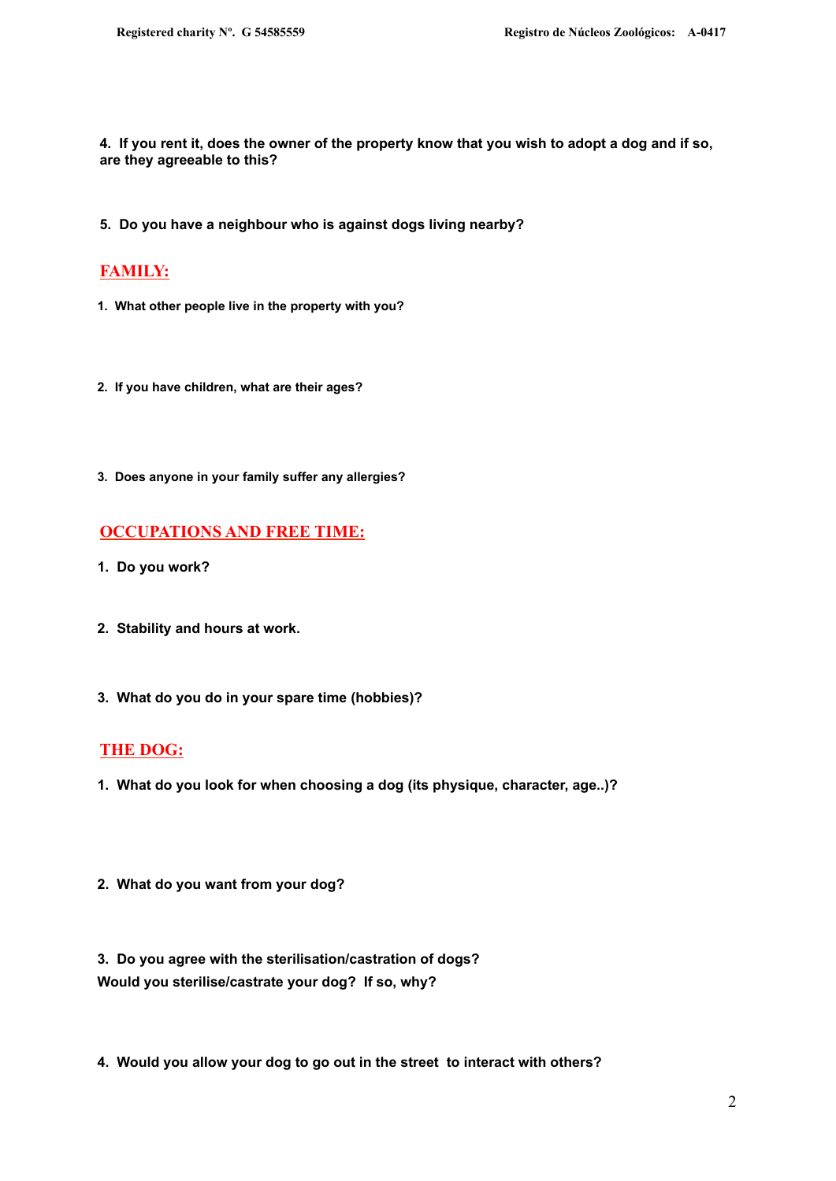**4. If you rent it, does the owner of the property know that you wish to adopt a dog and if so, are they agreeable to this?**

**5. Do you have a neighbour who is against dogs living nearby?**

## FAMILY:

1. **What other people live in the property with you?**

2. **If you have children, what are their ages?**

3. **Does anyone in your family suffer any allergies?**

## OCCUPATIONS AND FREE TIME:

1. **Do you work?**

2. **Stability and hours at work.**

3. **What do you do in your spare time (hobbies)?**

## THE DOG:

1. **What do you look for when choosing a dog (its physique, character, age..)?**

2. **What do you want from your dog?**

3. **Do you agree with the sterilisation/castration of dogs?**
   **Would you sterilise/castrate your dog? If so, why?**

4. **Would you allow your dog to go out in the street to interact with others?**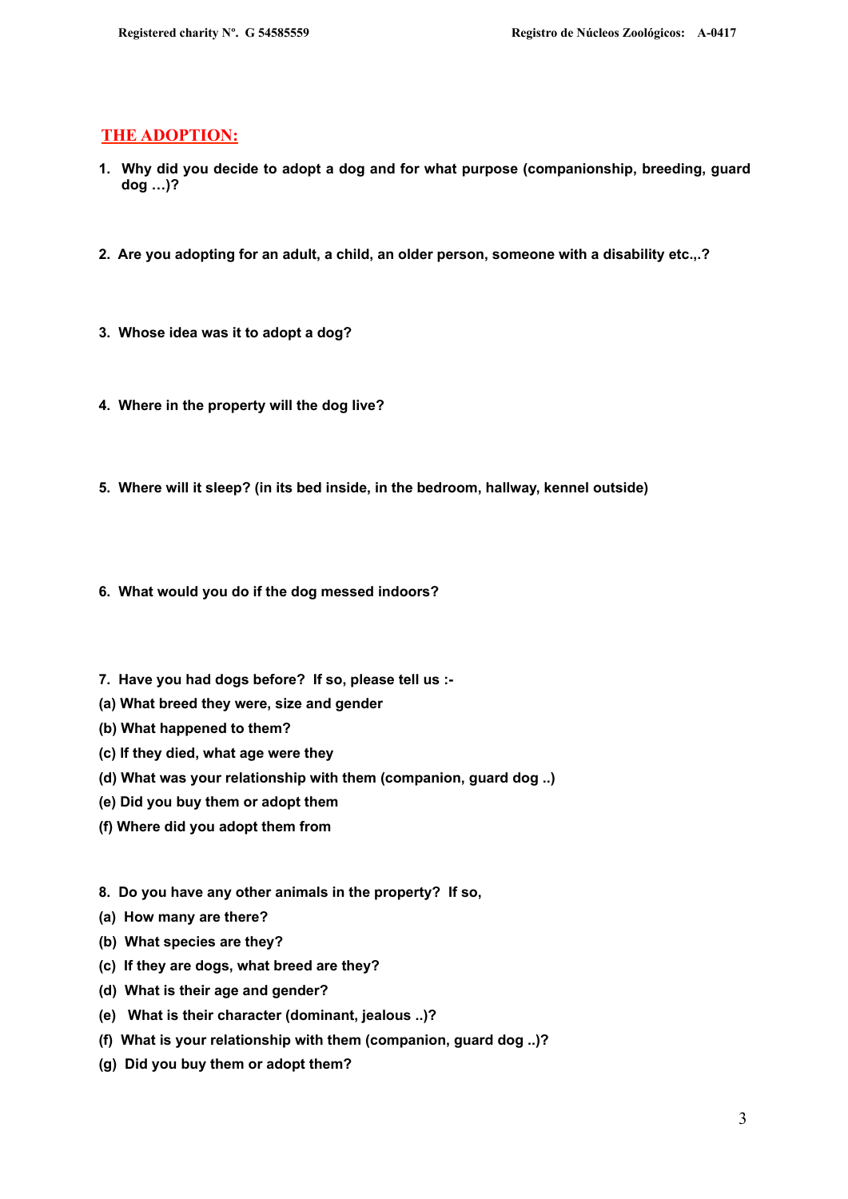## THE ADOPTION:

1. **Why did you decide to adopt a dog and for what purpose (companionship, breeding, guard dog …)?**

2. **Are you adopting for an adult, a child, an older person, someone with a disability etc.,.?**

3. **Whose idea was it to adopt a dog?**

4. **Where in the property will the dog live?**

5. **Where will it sleep? (in its bed inside, in the bedroom, hallway, kennel outside)**

6. **What would you do if the dog messed indoors?**

7. **Have you had dogs before? If so, please tell us :-**

**(a) What breed they were, size and gender**

**(b) What happened to them?**

**(c) If they died, what age were they**

**(d) What was your relationship with them (companion, guard dog ..)**

**(e) Did you buy them or adopt them**

**(f) Where did you adopt them from**

8. **Do you have any other animals in the property? If so,**

**(a) How many are there?**

**(b) What species are they?**

**(c) If they are dogs, what breed are they?**

**(d) What is their age and gender?**

**(e) What is their character (dominant, jealous ..)?**

**(f) What is your relationship with them (companion, guard dog ..)?**

**(g) Did you buy them or adopt them?**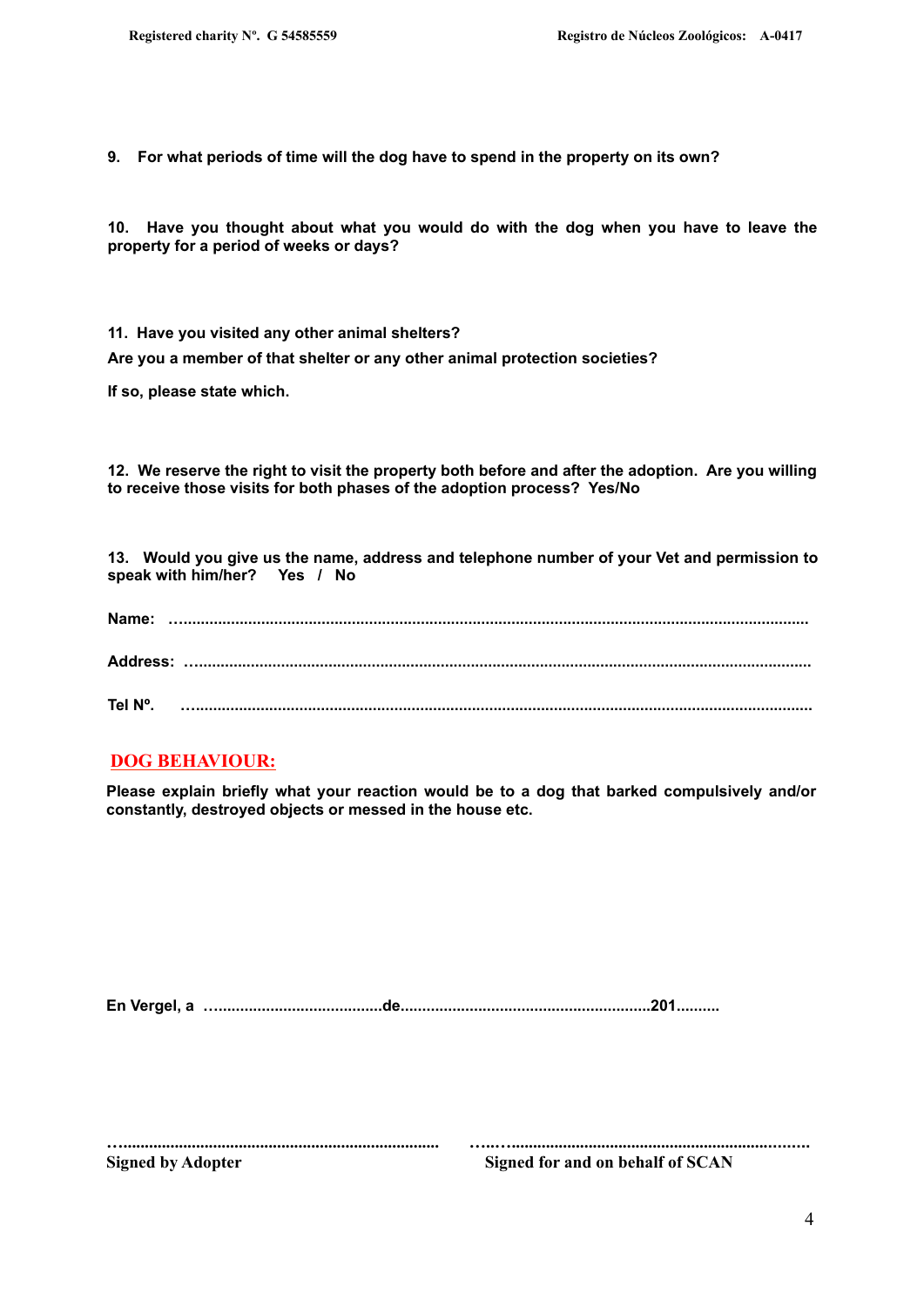**9. For what periods of time will the dog have to spend in the property on its own?**

**10. Have you thought about what you would do with the dog when you have to leave the property for a period of weeks or days?**

**11. Have you visited any other animal shelters?**

**Are you a member of that shelter or any other animal protection societies?**

**If so, please state which.**

**12. We reserve the right to visit the property both before and after the adoption. Are you willing to receive those visits for both phases of the adoption process? Yes/No**

**13. Would you give us the name, address and telephone number of your Vet and permission to speak with him/her? Yes / No**

**Name: …..............................................................................................................................................**

**Address: …..........................................................................................................................................**

**Tel Nº. …..........................................................................................................................................**

## DOG BEHAVIOUR:

**Please explain briefly what your reaction would be to a dog that barked compulsively and/or constantly, destroyed objects or messed in the house etc.**

**En Vergel, a …....................................de.........................................................201..........**

…........................................................................ Signed by Adopter

…..…................................................................…….. Signed for and on behalf of SCAN